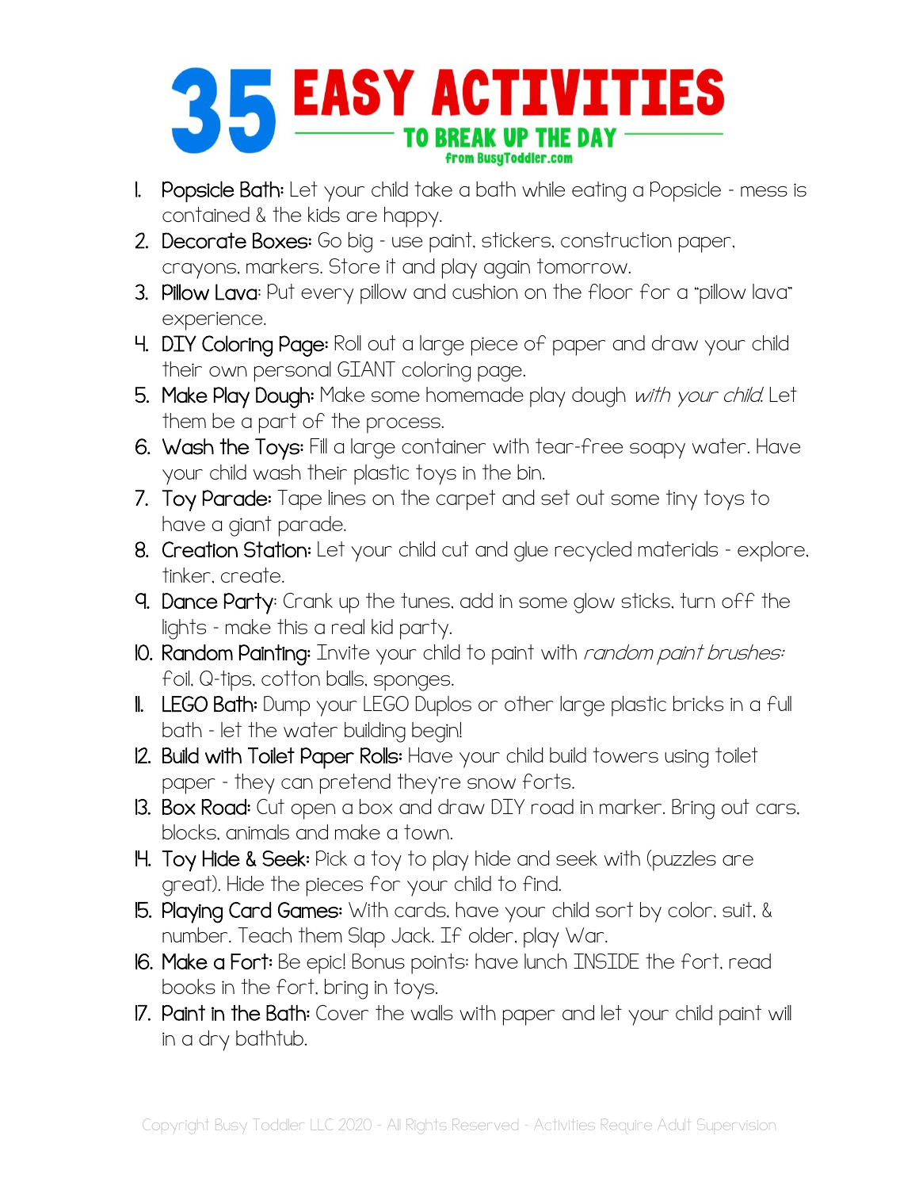# 35 EASY ACTIVITIES

## TO BREAK UP THE DAY

from BusyToddler.com

1. **Popsicle Bath:** Let your child take a bath while eating a Popsicle - mess is contained & the kids are happy.
2. **Decorate Boxes:** Go big - use paint, stickers, construction paper, crayons, markers. Store it and play again tomorrow.
3. **Pillow Lava:** Put every pillow and cushion on the floor for a "pillow lava" experience.
4. **DIY Coloring Page:** Roll out a large piece of paper and draw your child their own personal GIANT coloring page.
5. **Make Play Dough:** Make some homemade play dough *with your child*. Let them be a part of the process.
6. **Wash the Toys:** Fill a large container with tear-free soapy water. Have your child wash their plastic toys in the bin.
7. **Toy Parade:** Tape lines on the carpet and set out some tiny toys to have a giant parade.
8. **Creation Station:** Let your child cut and glue recycled materials - explore, tinker, create.
9. **Dance Party:** Crank up the tunes, add in some glow sticks, turn off the lights - make this a real kid party.
10. **Random Painting:** Invite your child to paint with *random paint brushes:* foil, Q-tips, cotton balls, sponges.
11. **LEGO Bath:** Dump your LEGO Duplos or other large plastic bricks in a full bath - let the water building begin!
12. **Build with Toilet Paper Rolls:** Have your child build towers using toilet paper - they can pretend they're snow forts.
13. **Box Road:** Cut open a box and draw DIY road in marker. Bring out cars, blocks, animals and make a town.
14. **Toy Hide & Seek:** Pick a toy to play hide and seek with (puzzles are great). Hide the pieces for your child to find.
15. **Playing Card Games:** With cards, have your child sort by color, suit, & number. Teach them Slap Jack. If older, play War.
16. **Make a Fort:** Be epic! Bonus points: have lunch INSIDE the fort, read books in the fort, bring in toys.
17. **Paint in the Bath:** Cover the walls with paper and let your child paint will in a dry bathtub.

Copyright Busy Toddler LLC 2020 - All Rights Reserved - Activities Require Adult Supervision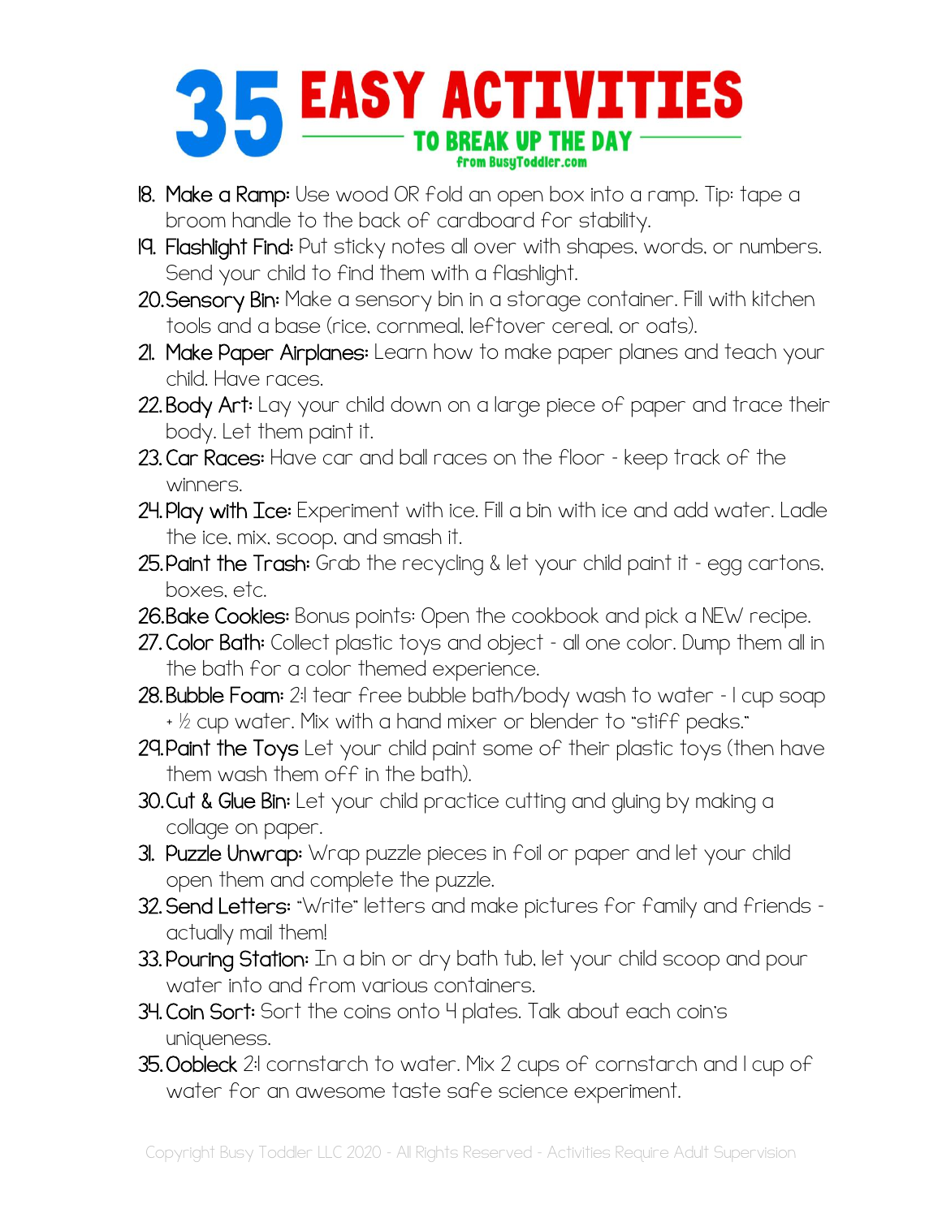# 35 EASY ACTIVITIES

## TO BREAK UP THE DAY

from BusyToddler.com

18. **Make a Ramp:** Use wood OR fold an open box into a ramp. Tip: tape a broom handle to the back of cardboard for stability.
19. **Flashlight Find:** Put sticky notes all over with shapes, words, or numbers. Send your child to find them with a flashlight.
20. **Sensory Bin:** Make a sensory bin in a storage container. Fill with kitchen tools and a base (rice, cornmeal, leftover cereal, or oats).
21. **Make Paper Airplanes:** Learn how to make paper planes and teach your child. Have races.
22. **Body Art:** Lay your child down on a large piece of paper and trace their body. Let them paint it.
23. **Car Races:** Have car and ball races on the floor - keep track of the winners.
24. **Play with Ice:** Experiment with ice. Fill a bin with ice and add water. Ladle the ice, mix, scoop, and smash it.
25. **Paint the Trash:** Grab the recycling & let your child paint it - egg cartons, boxes, etc.
26. **Bake Cookies:** Bonus points: Open the cookbook and pick a NEW recipe.
27. **Color Bath:** Collect plastic toys and object - all one color. Dump them all in the bath for a color themed experience.
28. **Bubble Foam:** 2:1 tear free bubble bath/body wash to water - 1 cup soap + ½ cup water. Mix with a hand mixer or blender to "stiff peaks."
29. **Paint the Toys** Let your child paint some of their plastic toys (then have them wash them off in the bath).
30. **Cut & Glue Bin:** Let your child practice cutting and gluing by making a collage on paper.
31. **Puzzle Unwrap:** Wrap puzzle pieces in foil or paper and let your child open them and complete the puzzle.
32. **Send Letters:** "Write" letters and make pictures for family and friends - actually mail them!
33. **Pouring Station:** In a bin or dry bath tub, let your child scoop and pour water into and from various containers.
34. **Coin Sort:** Sort the coins onto 4 plates. Talk about each coin's uniqueness.
35. **Oobleck** 2:1 cornstarch to water. Mix 2 cups of cornstarch and 1 cup of water for an awesome taste safe science experiment.

Copyright Busy Toddler LLC 2020 - All Rights Reserved - Activities Require Adult Supervision